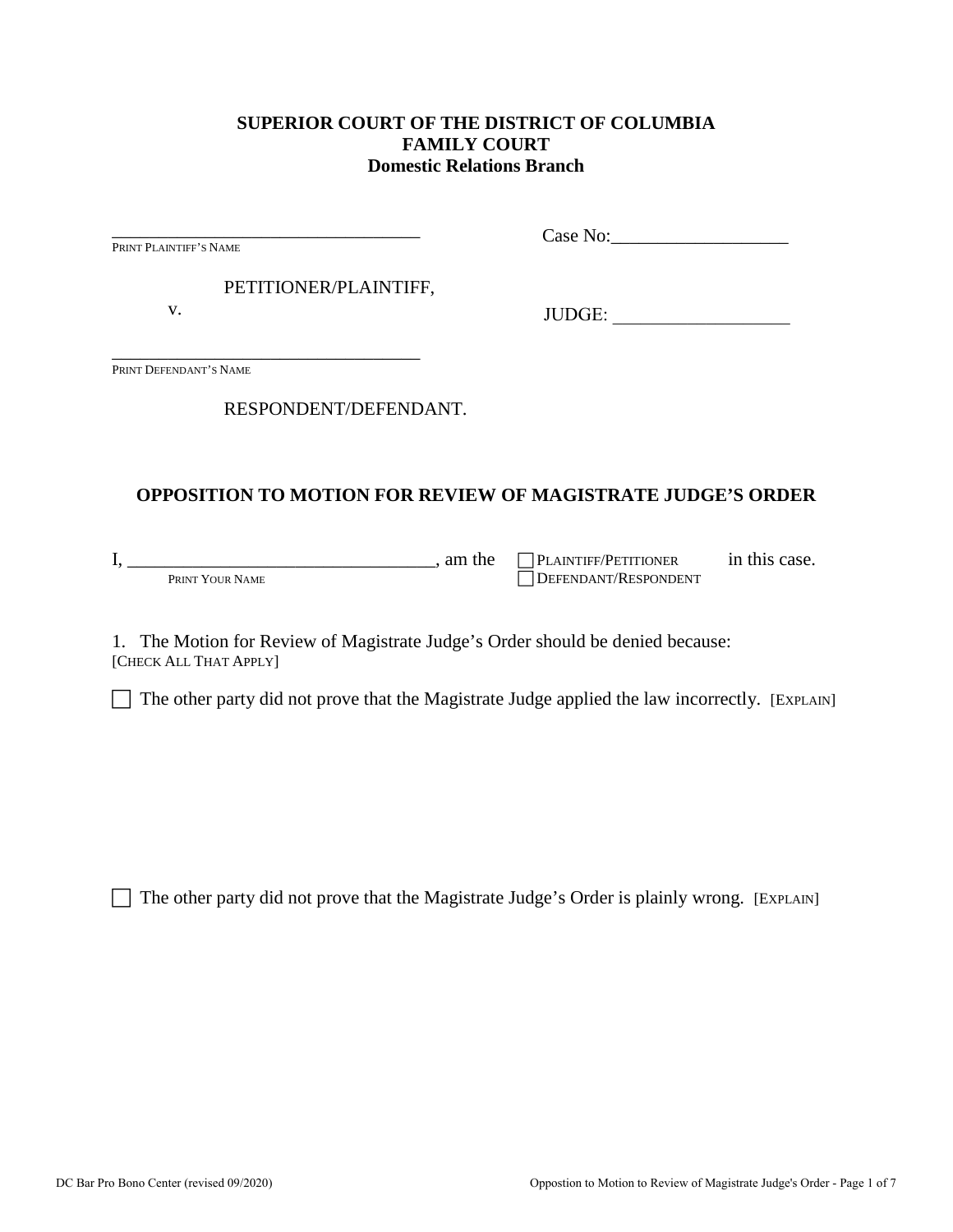**SUPERIOR COURT OF THE DISTRICT OF COLUMBIA**
**FAMILY COURT**
**Domestic Relations Branch**

___________________________________
PRINT PLAINTIFF'S NAME

PETITIONER/PLAINTIFF,

v.

___________________________________
PRINT DEFENDANT'S NAME

RESPONDENT/DEFENDANT.

Case No:___________________

JUDGE: ___________________

## OPPOSITION TO MOTION FOR REVIEW OF MAGISTRATE JUDGE'S ORDER

I, _________________________________, am the ☐ PLAINTIFF/PETITIONER ☐ DEFENDANT/RESPONDENT in this case.
PRINT YOUR NAME

1. The Motion for Review of Magistrate Judge's Order should be denied because:
[CHECK ALL THAT APPLY]

☐ The other party did not prove that the Magistrate Judge applied the law incorrectly. [EXPLAIN]

☐ The other party did not prove that the Magistrate Judge's Order is plainly wrong. [EXPLAIN]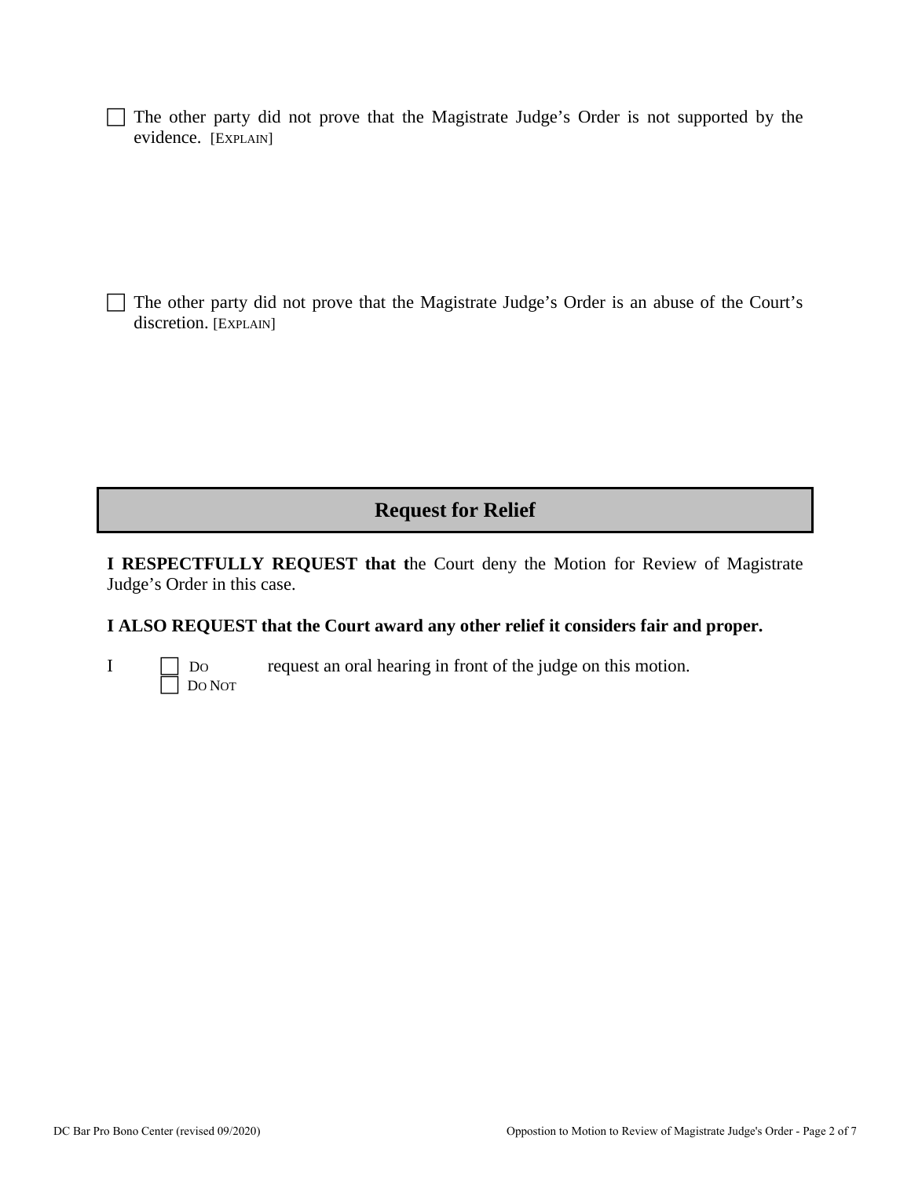☐ The other party did not prove that the Magistrate Judge's Order is not supported by the evidence. [EXPLAIN]

☐ The other party did not prove that the Magistrate Judge's Order is an abuse of the Court's discretion. [EXPLAIN]

## Request for Relief

**I RESPECTFULLY REQUEST that t**he Court deny the Motion for Review of Magistrate Judge's Order in this case.

**I ALSO REQUEST that the Court award any other relief it considers fair and proper.**

I ☐ DO ☐ DO NOT request an oral hearing in front of the judge on this motion.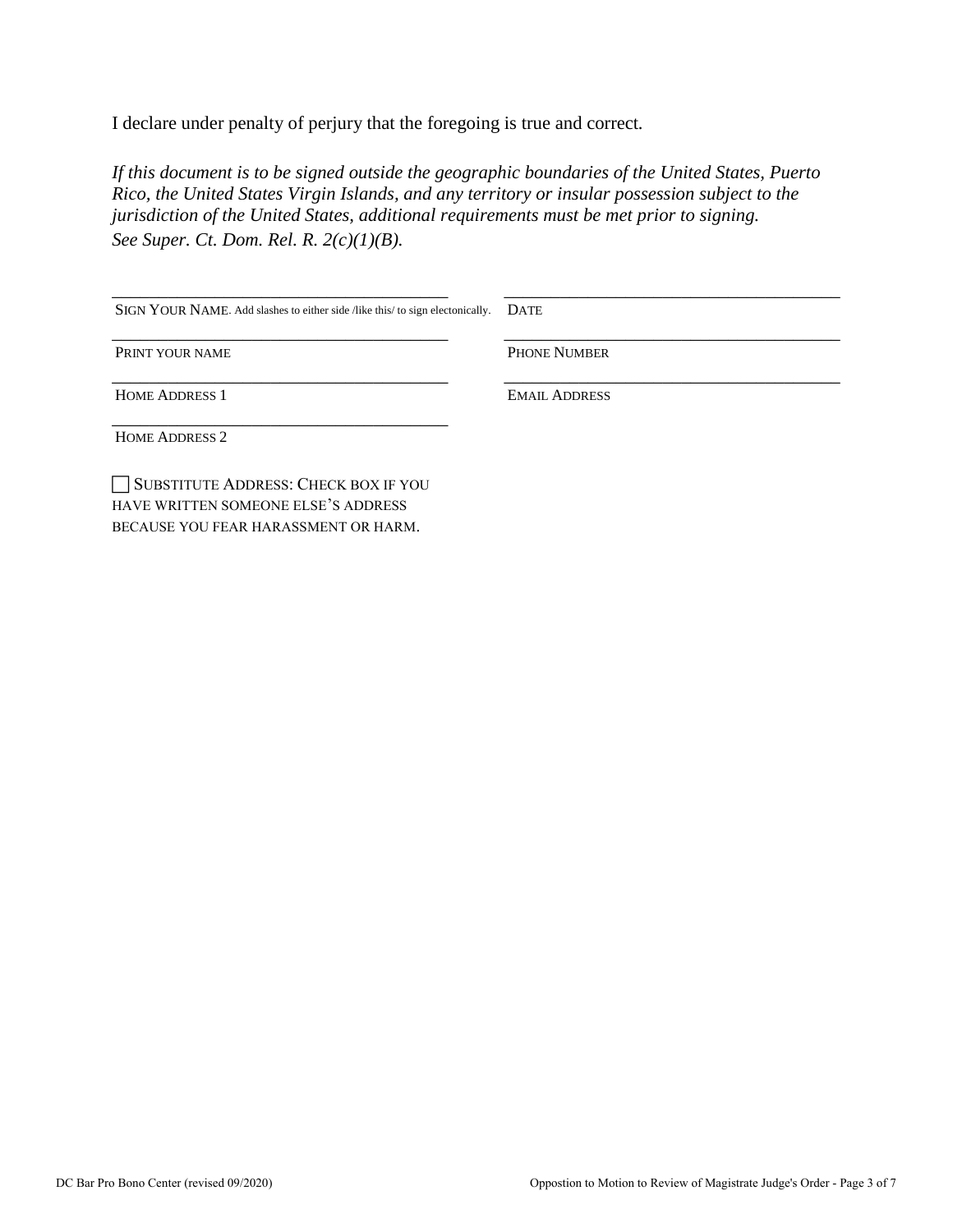I declare under penalty of perjury that the foregoing is true and correct.

*If this document is to be signed outside the geographic boundaries of the United States, Puerto Rico, the United States Virgin Islands, and any territory or insular possession subject to the jurisdiction of the United States, additional requirements must be met prior to signing. See Super. Ct. Dom. Rel. R. 2(c)(1)(B).*

| | |
|---|---|
| ______________________________________ | ______________________________________ |
| SIGN YOUR NAME. Add slashes to either side /like this/ to sign electonically. | DATE |
| ______________________________________ | ______________________________________ |
| PRINT YOUR NAME | PHONE NUMBER |
| ______________________________________ | ______________________________________ |
| HOME ADDRESS 1 | EMAIL ADDRESS |
| ______________________________________ | |
| HOME ADDRESS 2 | |

☐ SUBSTITUTE ADDRESS: CHECK BOX IF YOU HAVE WRITTEN SOMEONE ELSE'S ADDRESS BECAUSE YOU FEAR HARASSMENT OR HARM.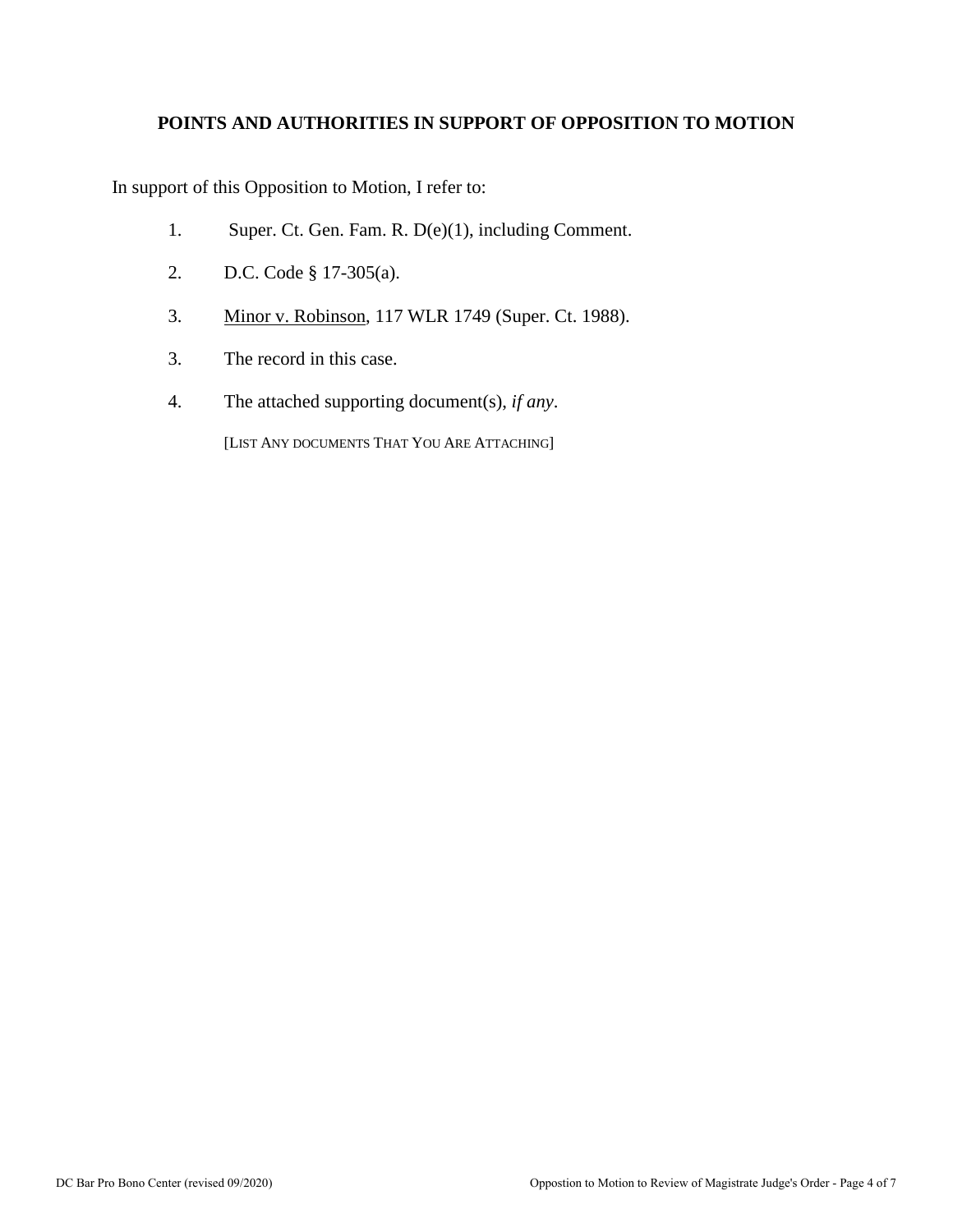## POINTS AND AUTHORITIES IN SUPPORT OF OPPOSITION TO MOTION

In support of this Opposition to Motion, I refer to:

1. Super. Ct. Gen. Fam. R. D(e)(1), including Comment.

2. D.C. Code § 17-305(a).

3. Minor v. Robinson, 117 WLR 1749 (Super. Ct. 1988).

3. The record in this case.

4. The attached supporting document(s), *if any*.

   [LIST ANY DOCUMENTS THAT YOU ARE ATTACHING]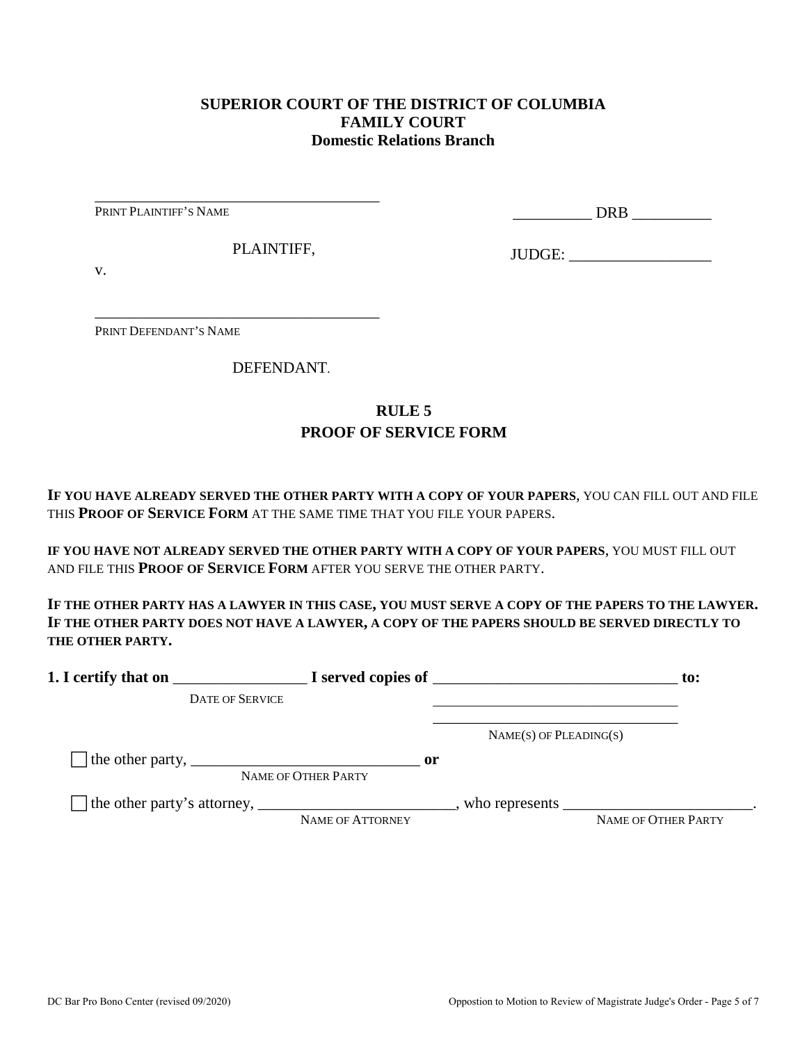**SUPERIOR COURT OF THE DISTRICT OF COLUMBIA**
**FAMILY COURT**
**Domestic Relations Branch**

_____________________________________
PRINT PLAINTIFF'S NAME

PLAINTIFF,

v.

_____________________________________
PRINT DEFENDANT'S NAME

DEFENDANT.

__________ DRB __________

JUDGE: __________________

## RULE 5
## PROOF OF SERVICE FORM

**IF YOU HAVE ALREADY SERVED THE OTHER PARTY WITH A COPY OF YOUR PAPERS**, YOU CAN FILL OUT AND FILE THIS **PROOF OF SERVICE FORM** AT THE SAME TIME THAT YOU FILE YOUR PAPERS.

**IF YOU HAVE NOT ALREADY SERVED THE OTHER PARTY WITH A COPY OF YOUR PAPERS**, YOU MUST FILL OUT AND FILE THIS **PROOF OF SERVICE FORM** AFTER YOU SERVE THE OTHER PARTY.

**IF THE OTHER PARTY HAS A LAWYER IN THIS CASE, YOU MUST SERVE A COPY OF THE PAPERS TO THE LAWYER. IF THE OTHER PARTY DOES NOT HAVE A LAWYER, A COPY OF THE PAPERS SHOULD BE SERVED DIRECTLY TO THE OTHER PARTY.**

**1. I certify that on** _________________ **I served copies of** _______________________________ **to:**
DATE OF SERVICE
_________________________________
_________________________________
NAME(S) OF PLEADING(S)

☐ the other party, ______________________________ **or**
NAME OF OTHER PARTY

☐ the other party's attorney, _________________________, who represents ________________________.
NAME OF ATTORNEY NAME OF OTHER PARTY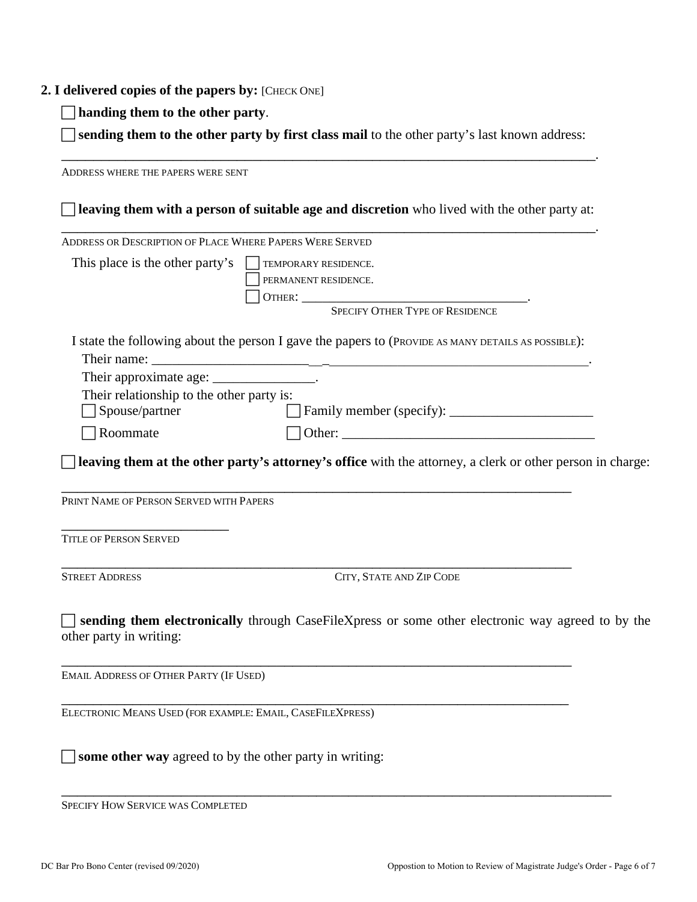**2. I delivered copies of the papers by:** [CHECK ONE]

☐ **handing them to the other party**.

☐ **sending them to the other party by first class mail** to the other party's last known address:

______________________________________________________________________________.

ADDRESS WHERE THE PAPERS WERE SENT

☐ **leaving them with a person of suitable age and discretion** who lived with the other party at:

______________________________________________________________________________.

ADDRESS OR DESCRIPTION OF PLACE WHERE PAPERS WERE SERVED

This place is the other party's ☐ TEMPORARY RESIDENCE.
☐ PERMANENT RESIDENCE.
☐ OTHER: ___________________________________.
SPECIFY OTHER TYPE OF RESIDENCE

I state the following about the person I gave the papers to (PROVIDE AS MANY DETAILS AS POSSIBLE):

Their name: ________________________________________________________________.

Their approximate age: _______________.

Their relationship to the other party is:

☐ Spouse/partner ☐ Family member (specify): _____________________

☐ Roommate ☐ Other: ______________________________________

☐ **leaving them at the other party's attorney's office** with the attorney, a clerk or other person in charge:

______________________________________________________________________________

PRINT NAME OF PERSON SERVED WITH PAPERS

__________________________

TITLE OF PERSON SERVED

______________________________________________________________________________

STREET ADDRESS CITY, STATE AND ZIP CODE

☐ **sending them electronically** through CaseFileXpress or some other electronic way agreed to by the other party in writing:

______________________________________________________________________________

EMAIL ADDRESS OF OTHER PARTY (IF USED)

______________________________________________________________________________

ELECTRONIC MEANS USED (FOR EXAMPLE: EMAIL, CASEFILEXPRESS)

☐ **some other way** agreed to by the other party in writing:

______________________________________________________________________________

SPECIFY HOW SERVICE WAS COMPLETED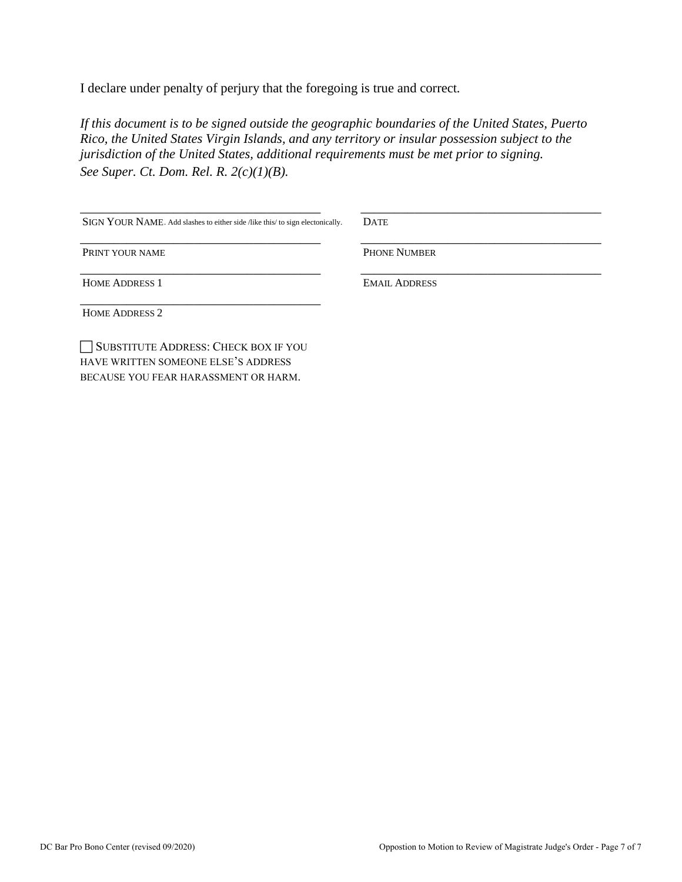I declare under penalty of perjury that the foregoing is true and correct.

*If this document is to be signed outside the geographic boundaries of the United States, Puerto Rico, the United States Virgin Islands, and any territory or insular possession subject to the jurisdiction of the United States, additional requirements must be met prior to signing. See Super. Ct. Dom. Rel. R. 2(c)(1)(B).*

| | |
|---|---|
| ________________________________________ | ________________________________________ |
| SIGN YOUR NAME. Add slashes to either side /like this/ to sign electonically. | DATE |
| ________________________________________ | ________________________________________ |
| PRINT YOUR NAME | PHONE NUMBER |
| ________________________________________ | ________________________________________ |
| HOME ADDRESS 1 | EMAIL ADDRESS |
| ________________________________________ | |
| HOME ADDRESS 2 | |

☐ SUBSTITUTE ADDRESS: CHECK BOX IF YOU HAVE WRITTEN SOMEONE ELSE'S ADDRESS BECAUSE YOU FEAR HARASSMENT OR HARM.